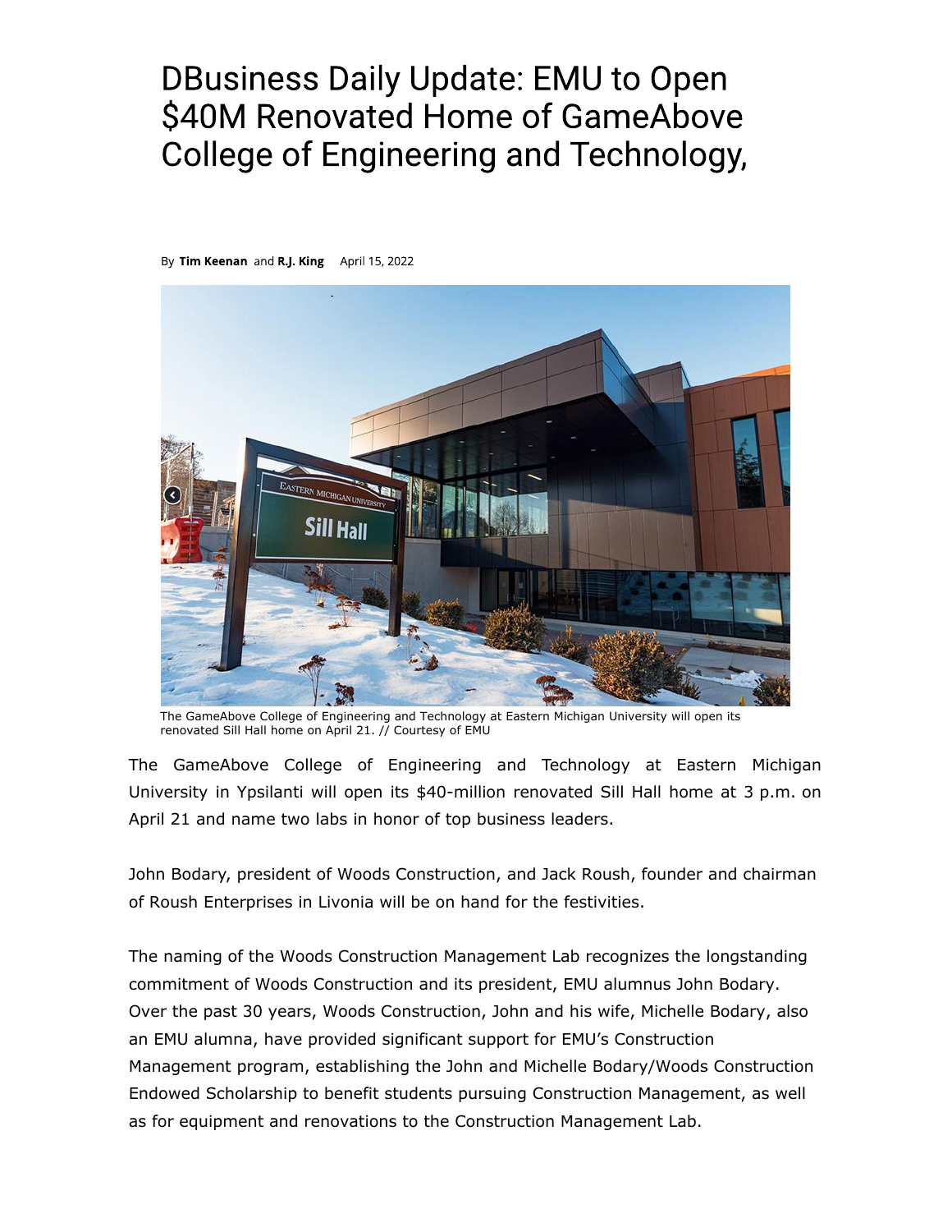# DBusiness Daily Update: EMU to Open $40M Renovated Home of GameAbove College of Engineering and Technology,

By **Tim Keenan** and **R.J. King** April 15, 2022

The GameAbove College of Engineering and Technology at Eastern Michigan University will open its renovated Sill Hall home on April 21. // Courtesy of EMU

The GameAbove College of Engineering and Technology at Eastern Michigan University in Ypsilanti will open its $40-million renovated Sill Hall home at 3 p.m. on April 21 and name two labs in honor of top business leaders.

John Bodary, president of Woods Construction, and Jack Roush, founder and chairman of Roush Enterprises in Livonia will be on hand for the festivities.

The naming of the Woods Construction Management Lab recognizes the longstanding commitment of Woods Construction and its president, EMU alumnus John Bodary. Over the past 30 years, Woods Construction, John and his wife, Michelle Bodary, also an EMU alumna, have provided significant support for EMU's Construction Management program, establishing the John and Michelle Bodary/Woods Construction Endowed Scholarship to benefit students pursuing Construction Management, as well as for equipment and renovations to the Construction Management Lab.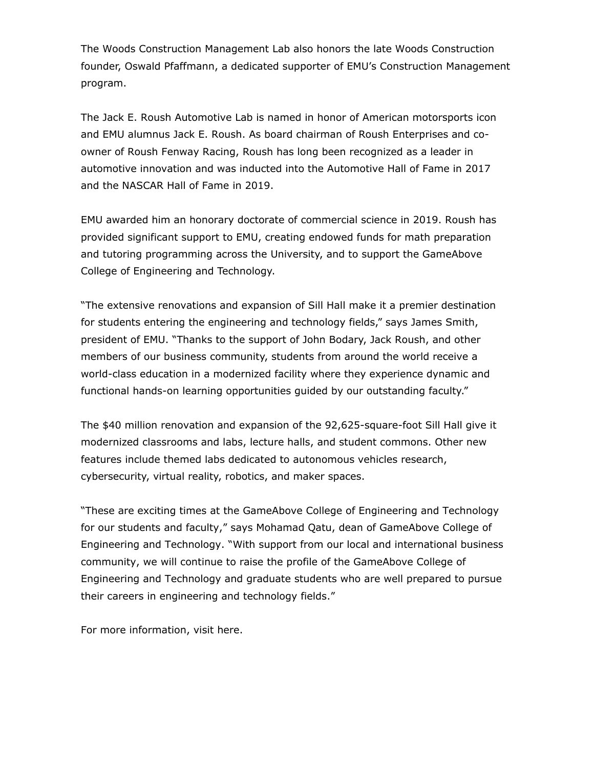The Woods Construction Management Lab also honors the late Woods Construction founder, Oswald Pfaffmann, a dedicated supporter of EMU's Construction Management program.

The Jack E. Roush Automotive Lab is named in honor of American motorsports icon and EMU alumnus Jack E. Roush. As board chairman of Roush Enterprises and co-owner of Roush Fenway Racing, Roush has long been recognized as a leader in automotive innovation and was inducted into the Automotive Hall of Fame in 2017 and the NASCAR Hall of Fame in 2019.

EMU awarded him an honorary doctorate of commercial science in 2019. Roush has provided significant support to EMU, creating endowed funds for math preparation and tutoring programming across the University, and to support the GameAbove College of Engineering and Technology.

"The extensive renovations and expansion of Sill Hall make it a premier destination for students entering the engineering and technology fields," says James Smith, president of EMU. "Thanks to the support of John Bodary, Jack Roush, and other members of our business community, students from around the world receive a world-class education in a modernized facility where they experience dynamic and functional hands-on learning opportunities guided by our outstanding faculty."

The $40 million renovation and expansion of the 92,625-square-foot Sill Hall give it modernized classrooms and labs, lecture halls, and student commons. Other new features include themed labs dedicated to autonomous vehicles research, cybersecurity, virtual reality, robotics, and maker spaces.

"These are exciting times at the GameAbove College of Engineering and Technology for our students and faculty," says Mohamad Qatu, dean of GameAbove College of Engineering and Technology. "With support from our local and international business community, we will continue to raise the profile of the GameAbove College of Engineering and Technology and graduate students who are well prepared to pursue their careers in engineering and technology fields."

For more information, visit here.